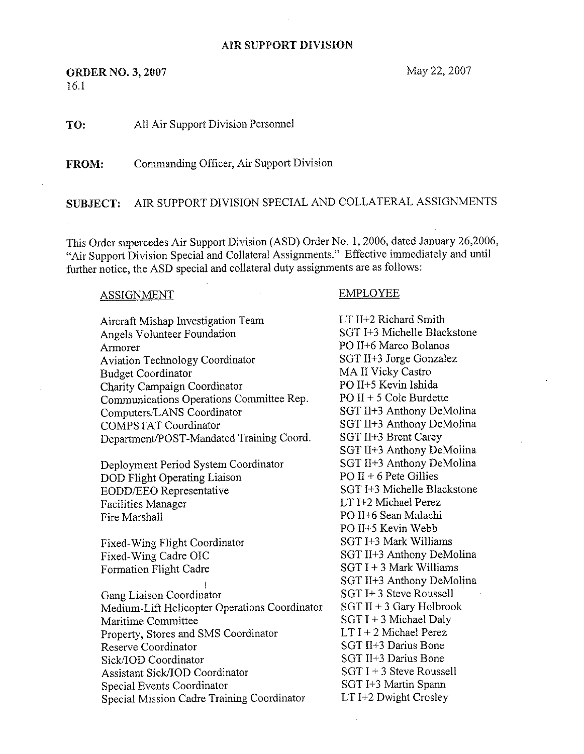**AIR SUPPORT DIVISION**

**ORDER NO. 3, 2007**
16.1

May 22, 2007

**TO:** All Air Support Division Personnel

**FROM:** Commanding Officer, Air Support Division

**SUBJECT:** AIR SUPPORT DIVISION SPECIAL AND COLLATERAL ASSIGNMENTS

This Order supercedes Air Support Division (ASD) Order No. 1, 2006, dated January 26,2006, "Air Support Division Special and Collateral Assignments." Effective immediately and until further notice, the ASD special and collateral duty assignments are as follows:

| ASSIGNMENT | EMPLOYEE |
|---|---|
| Aircraft Mishap Investigation Team | LT II+2 Richard Smith |
| Angels Volunteer Foundation | SGT I+3 Michelle Blackstone |
| Armorer | PO II+6 Marco Bolanos |
| Aviation Technology Coordinator | SGT II+3 Jorge Gonzalez |
| Budget Coordinator | MA II Vicky Castro |
| Charity Campaign Coordinator | PO II+5 Kevin Ishida |
| Communications Operations Committee Rep. | PO II + 5 Cole Burdette |
| Computers/LANS Coordinator | SGT II+3 Anthony DeMolina |
| COMPSTAT Coordinator | SGT II+3 Anthony DeMolina |
| Department/POST-Mandated Training Coord. | SGT II+3 Brent Carey |
| | SGT II+3 Anthony DeMolina |
| Deployment Period System Coordinator | SGT II+3 Anthony DeMolina |
| DOD Flight Operating Liaison | PO II + 6 Pete Gillies |
| EODD/EEO Representative | SGT I+3 Michelle Blackstone |
| Facilities Manager | LT I+2 Michael Perez |
| Fire Marshall | PO II+6 Sean Malachi |
| | PO II+5 Kevin Webb |
| Fixed-Wing Flight Coordinator | SGT I+3 Mark Williams |
| Fixed-Wing Cadre OIC | SGT II+3 Anthony DeMolina |
| Formation Flight Cadre | SGT I + 3 Mark Williams |
| | SGT II+3 Anthony DeMolina |
| Gang Liaison Coordinator | SGT I+ 3 Steve Roussell |
| Medium-Lift Helicopter Operations Coordinator | SGT II + 3 Gary Holbrook |
| Maritime Committee | SGT I + 3 Michael Daly |
| Property, Stores and SMS Coordinator | LT I + 2 Michael Perez |
| Reserve Coordinator | SGT II+3 Darius Bone |
| Sick/IOD Coordinator | SGT II+3 Darius Bone |
| Assistant Sick/IOD Coordinator | SGT I + 3 Steve Roussell |
| Special Events Coordinator | SGT I+3 Martin Spann |
| Special Mission Cadre Training Coordinator | LT I+2 Dwight Crosley |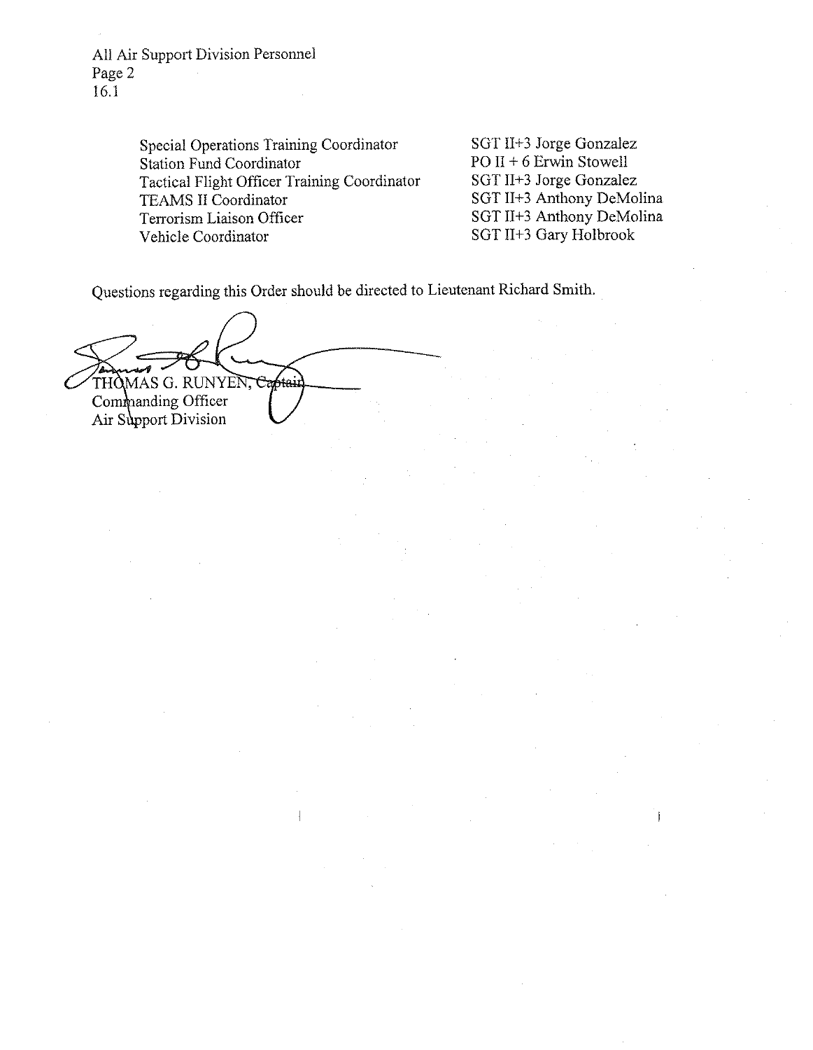All Air Support Division Personnel
Page 2
16.1

| | |
|---|---|
| Special Operations Training Coordinator | SGT II+3 Jorge Gonzalez |
| Station Fund Coordinator | PO II + 6 Erwin Stowell |
| Tactical Flight Officer Training Coordinator | SGT II+3 Jorge Gonzalez |
| TEAMS II Coordinator | SGT II+3 Anthony DeMolina |
| Terrorism Liaison Officer | SGT II+3 Anthony DeMolina |
| Vehicle Coordinator | SGT II+3 Gary Holbrook |

Questions regarding this Order should be directed to Lieutenant Richard Smith.

THOMAS G. RUNYEN, Captain
Commanding Officer
Air Support Division